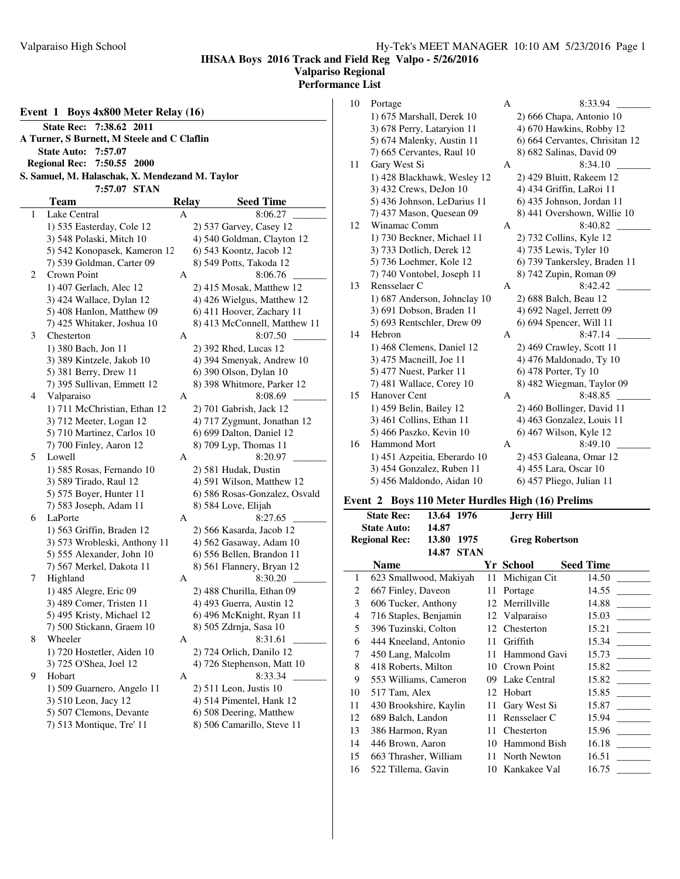**IHSAA Boys 2016 Track and Field Reg Valpo - 5/26/2016**

**Valparaiso Regional**

**Performance List**

## Event 1 Boys 4x800 Meter Relay (16)

**State Rec: 7:38.62 2011**
**A Turner, S Burnett, M Steele and C Claflin**
**State Auto: 7:57.07**
**Regional Rec: 7:50.55 2000**
**S. Samuel, M. Halaschak, X. Mendezand M. Taylor**
**7:57.07 STAN**

| | Team | Relay | Seed Time |
|---|---|---|---|
| 1 | Lake Central | A | 8:06.27 _______ |
| | 1) 535 Easterday, Cole 12 | 2) 537 Garvey, Casey 12 | |
| | 3) 548 Polaski, Mitch 10 | 4) 540 Goldman, Clayton 12 | |
| | 5) 542 Konopasek, Kameron 12 | 6) 543 Koontz, Jacob 12 | |
| | 7) 539 Goldman, Carter 09 | 8) 549 Potts, Takoda 12 | |
| 2 | Crown Point | A | 8:06.76 _______ |
| | 1) 407 Gerlach, Alec 12 | 2) 415 Mosak, Matthew 12 | |
| | 3) 424 Wallace, Dylan 12 | 4) 426 Wielgus, Matthew 12 | |
| | 5) 408 Hanlon, Matthew 09 | 6) 411 Hoover, Zachary 11 | |
| | 7) 425 Whitaker, Joshua 10 | 8) 413 McConnell, Matthew 11 | |
| 3 | Chesterton | A | 8:07.50 _______ |
| | 1) 380 Bach, Jon 11 | 2) 392 Rhed, Lucas 12 | |
| | 3) 389 Kintzele, Jakob 10 | 4) 394 Smenyak, Andrew 10 | |
| | 5) 381 Berry, Drew 11 | 6) 390 Olson, Dylan 10 | |
| | 7) 395 Sullivan, Emmett 12 | 8) 398 Whitmore, Parker 12 | |
| 4 | Valparaiso | A | 8:08.69 _______ |
| | 1) 711 McChristian, Ethan 12 | 2) 701 Gabrish, Jack 12 | |
| | 3) 712 Meeter, Logan 12 | 4) 717 Zygmunt, Jonathan 12 | |
| | 5) 710 Martinez, Carlos 10 | 6) 699 Dalton, Daniel 12 | |
| | 7) 700 Finley, Aaron 12 | 8) 709 Lyp, Thomas 11 | |
| 5 | Lowell | A | 8:20.97 _______ |
| | 1) 585 Rosas, Fernando 10 | 2) 581 Hudak, Dustin | |
| | 3) 589 Tirado, Raul 12 | 4) 591 Wilson, Matthew 12 | |
| | 5) 575 Boyer, Hunter 11 | 6) 586 Rosas-Gonzalez, Osvald | |
| | 7) 583 Joseph, Adam 11 | 8) 584 Love, Elijah | |
| 6 | LaPorte | A | 8:27.65 _______ |
| | 1) 563 Griffin, Braden 12 | 2) 566 Kasarda, Jacob 12 | |
| | 3) 573 Wrobleski, Anthony 11 | 4) 562 Gasaway, Adam 10 | |
| | 5) 555 Alexander, John 10 | 6) 556 Bellen, Brandon 11 | |
| | 7) 567 Merkel, Dakota 11 | 8) 561 Flannery, Bryan 12 | |
| 7 | Highland | A | 8:30.20 _______ |
| | 1) 485 Alegre, Eric 09 | 2) 488 Churilla, Ethan 09 | |
| | 3) 489 Comer, Tristen 11 | 4) 493 Guerra, Austin 12 | |
| | 5) 495 Kristy, Michael 12 | 6) 496 McKnight, Ryan 11 | |
| | 7) 500 Stickann, Graem 10 | 8) 505 Zdrnja, Sasa 10 | |
| 8 | Wheeler | A | 8:31.61 _______ |
| | 1) 720 Hostetler, Aiden 10 | 2) 724 Orlich, Danilo 12 | |
| | 3) 725 O'Shea, Joel 12 | 4) 726 Stephenson, Matt 10 | |
| 9 | Hobart | A | 8:33.34 _______ |
| | 1) 509 Guarnero, Angelo 11 | 2) 511 Leon, Justis 10 | |
| | 3) 510 Leon, Jacy 12 | 4) 514 Pimentel, Hank 12 | |
| | 5) 507 Clemons, Devante | 6) 508 Deering, Matthew | |
| | 7) 513 Montique, Tre' 11 | 8) 506 Camarillo, Steve 11 | |
| 10 | Portage | A | 8:33.94 _______ |
| | 1) 675 Marshall, Derek 10 | 2) 666 Chapa, Antonio 10 | |
| | 3) 678 Perry, Lataryion 11 | 4) 670 Hawkins, Robby 12 | |
| | 5) 674 Malenky, Austin 11 | 6) 664 Cervantes, Chrisitan 12 | |
| | 7) 665 Cervantes, Raul 10 | 8) 682 Salinas, David 09 | |
| 11 | Gary West Si | A | 8:34.10 _______ |
| | 1) 428 Blackhawk, Wesley 12 | 2) 429 Bluitt, Rakeem 12 | |
| | 3) 432 Crews, DeJon 10 | 4) 434 Griffin, LaRoi 11 | |
| | 5) 436 Johnson, LeDarius 11 | 6) 435 Johnson, Jordan 11 | |
| | 7) 437 Mason, Quesean 09 | 8) 441 Overshown, Willie 10 | |
| 12 | Winamac Comm | A | 8:40.82 _______ |
| | 1) 730 Beckner, Michael 11 | 2) 732 Collins, Kyle 12 | |
| | 3) 733 Dotlich, Derek 12 | 4) 735 Lewis, Tyler 10 | |
| | 5) 736 Loehmer, Kole 12 | 6) 739 Tankersley, Braden 11 | |
| | 7) 740 Vontobel, Joseph 11 | 8) 742 Zupin, Roman 09 | |
| 13 | Rensselaer C | A | 8:42.42 _______ |
| | 1) 687 Anderson, Johnclay 10 | 2) 688 Balch, Beau 12 | |
| | 3) 691 Dobson, Braden 11 | 4) 692 Nagel, Jerrett 09 | |
| | 5) 693 Rentschler, Drew 09 | 6) 694 Spencer, Will 11 | |
| 14 | Hebron | A | 8:47.14 _______ |
| | 1) 468 Clemens, Daniel 12 | 2) 469 Crawley, Scott 11 | |
| | 3) 475 Macneill, Joe 11 | 4) 476 Maldonado, Ty 10 | |
| | 5) 477 Nuest, Parker 11 | 6) 478 Porter, Ty 10 | |
| | 7) 481 Wallace, Corey 10 | 8) 482 Wiegman, Taylor 09 | |
| 15 | Hanover Cent | A | 8:48.85 _______ |
| | 1) 459 Belin, Bailey 12 | 2) 460 Bollinger, David 11 | |
| | 3) 461 Collins, Ethan 11 | 4) 463 Gonzalez, Louis 11 | |
| | 5) 466 Paszko, Kevin 10 | 6) 467 Wilson, Kyle 12 | |
| 16 | Hammond Mort | A | 8:49.10 _______ |
| | 1) 451 Azpeitia, Eberardo 10 | 2) 453 Galeana, Omar 12 | |
| | 3) 454 Gonzalez, Ruben 11 | 4) 455 Lara, Oscar 10 | |
| | 5) 456 Maldondo, Aidan 10 | 6) 457 Pliego, Julian 11 | |

## Event 2 Boys 110 Meter Hurdles High (16) Prelims

**State Rec: 13.64 1976 Jerry Hill**
**State Auto: 14.87**
**Regional Rec: 13.80 1975 Greg Robertson**
**14.87 STAN**

| | Name | Yr | School | Seed Time |
|---|---|---|---|---|
| 1 | 623 Smallwood, Makiyah | 11 | Michigan Cit | 14.50 _______ |
| 2 | 667 Finley, Daveon | 11 | Portage | 14.55 _______ |
| 3 | 606 Tucker, Anthony | 12 | Merrillville | 14.88 _______ |
| 4 | 716 Staples, Benjamin | 12 | Valparaiso | 15.03 _______ |
| 5 | 396 Tuzinski, Colton | 12 | Chesterton | 15.21 _______ |
| 6 | 444 Kneeland, Antonio | 11 | Griffith | 15.34 _______ |
| 7 | 450 Lang, Malcolm | 11 | Hammond Gavi | 15.73 _______ |
| 8 | 418 Roberts, Milton | 10 | Crown Point | 15.82 _______ |
| 9 | 553 Williams, Cameron | 09 | Lake Central | 15.82 _______ |
| 10 | 517 Tam, Alex | 12 | Hobart | 15.85 _______ |
| 11 | 430 Brookshire, Kaylin | 11 | Gary West Si | 15.87 _______ |
| 12 | 689 Balch, Landon | 11 | Rensselaer C | 15.94 _______ |
| 13 | 386 Harmon, Ryan | 11 | Chesterton | 15.96 _______ |
| 14 | 446 Brown, Aaron | 10 | Hammond Bish | 16.18 _______ |
| 15 | 663 Thrasher, William | 11 | North Newton | 16.51 _______ |
| 16 | 522 Tillema, Gavin | 10 | Kankakee Val | 16.75 _______ |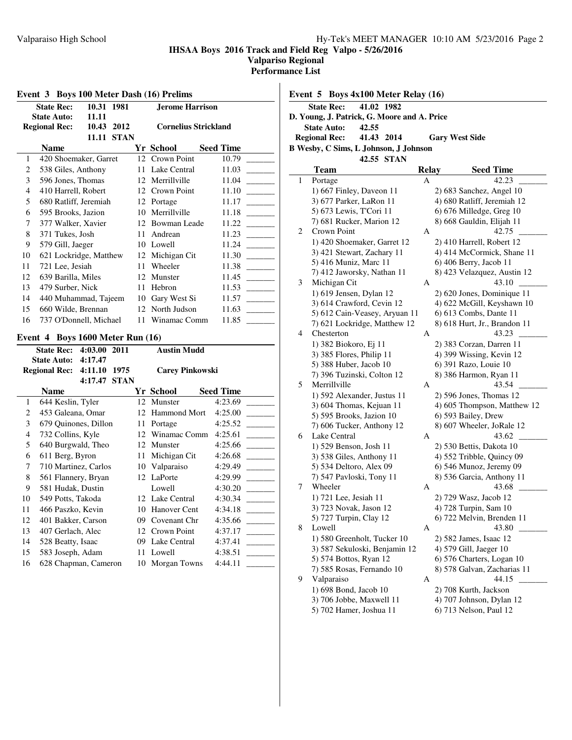**IHSAA Boys 2016 Track and Field Reg Valpo - 5/26/2016**

**Valparaiso Regional**

**Performance List**

## Event 3 Boys 100 Meter Dash (16) Prelims

| | | | |
|---|---|---|---|
| State Rec: | 10.31 | 1981 | Jerome Harrison |
| State Auto: | 11.11 | | |
| Regional Rec: | 10.43 | 2012 | Cornelius Strickland |
| | 11.11 | STAN | |

| | Name | Yr | School | Seed Time | |
|---|---|---|---|---|---|
| 1 | 420 Shoemaker, Garret | 12 | Crown Point | 10.79 | _______ |
| 2 | 538 Giles, Anthony | 11 | Lake Central | 11.03 | _______ |
| 3 | 596 Jones, Thomas | 12 | Merrillville | 11.04 | _______ |
| 4 | 410 Harrell, Robert | 12 | Crown Point | 11.10 | _______ |
| 5 | 680 Ratliff, Jeremiah | 12 | Portage | 11.17 | _______ |
| 6 | 595 Brooks, Jazion | 10 | Merrillville | 11.18 | _______ |
| 7 | 377 Walker, Xavier | 12 | Bowman Leade | 11.22 | _______ |
| 8 | 371 Tukes, Josh | 11 | Andrean | 11.23 | _______ |
| 9 | 579 Gill, Jaeger | 10 | Lowell | 11.24 | _______ |
| 10 | 621 Lockridge, Matthew | 12 | Michigan Cit | 11.30 | _______ |
| 11 | 721 Lee, Jesiah | 11 | Wheeler | 11.38 | _______ |
| 12 | 639 Barilla, Miles | 12 | Munster | 11.45 | _______ |
| 13 | 479 Surber, Nick | 11 | Hebron | 11.53 | _______ |
| 14 | 440 Muhammad, Tajeem | 10 | Gary West Si | 11.57 | _______ |
| 15 | 660 Wilde, Brennan | 12 | North Judson | 11.63 | _______ |
| 16 | 737 O'Donnell, Michael | 11 | Winamac Comm | 11.85 | _______ |

## Event 4 Boys 1600 Meter Run (16)

| | | | |
|---|---|---|---|
| State Rec: | 4:03.00 | 2011 | Austin Mudd |
| State Auto: | 4:17.47 | | |
| Regional Rec: | 4:11.10 | 1975 | Carey Pinkowski |
| | 4:17.47 | STAN | |

| | Name | Yr | School | Seed Time | |
|---|---|---|---|---|---|
| 1 | 644 Keslin, Tyler | 12 | Munster | 4:23.69 | _______ |
| 2 | 453 Galeana, Omar | 12 | Hammond Mort | 4:25.00 | _______ |
| 3 | 679 Quinones, Dillon | 11 | Portage | 4:25.52 | _______ |
| 4 | 732 Collins, Kyle | 12 | Winamac Comm | 4:25.61 | _______ |
| 5 | 640 Burgwald, Theo | 12 | Munster | 4:25.66 | _______ |
| 6 | 611 Berg, Byron | 11 | Michigan Cit | 4:26.68 | _______ |
| 7 | 710 Martinez, Carlos | 10 | Valparaiso | 4:29.49 | _______ |
| 8 | 561 Flannery, Bryan | 12 | LaPorte | 4:29.99 | _______ |
| 9 | 581 Hudak, Dustin | | Lowell | 4:30.20 | _______ |
| 10 | 549 Potts, Takoda | 12 | Lake Central | 4:30.34 | _______ |
| 11 | 466 Paszko, Kevin | 10 | Hanover Cent | 4:34.18 | _______ |
| 12 | 401 Bakker, Carson | 09 | Covenant Chr | 4:35.66 | _______ |
| 13 | 407 Gerlach, Alec | 12 | Crown Point | 4:37.17 | _______ |
| 14 | 528 Beatty, Isaac | 09 | Lake Central | 4:37.41 | _______ |
| 15 | 583 Joseph, Adam | 11 | Lowell | 4:38.51 | _______ |
| 16 | 628 Chapman, Cameron | 10 | Morgan Towns | 4:44.11 | _______ |

## Event 5 Boys 4x100 Meter Relay (16)

**State Rec:** 41.02 1982
**D. Young, J. Patrick, G. Moore and A. Price**
**State Auto:** 42.55
**Regional Rec:** 41.43 2014 **Gary West Side**
**B Wesby, C Sims, L Johnson, J Johnson**
42.55 STAN

| | Team | Relay | Seed Time | |
|---|---|---|---|---|
| 1 | Portage | A | 42.23 | _______ |
| | 1) 667 Finley, Daveon 11 | | 2) 683 Sanchez, Angel 10 | |
| | 3) 677 Parker, LaRon 11 | | 4) 680 Ratliff, Jeremiah 12 | |
| | 5) 673 Lewis, T'Cori 11 | | 6) 676 Milledge, Greg 10 | |
| | 7) 681 Rucker, Marion 12 | | 8) 668 Gauldin, Elijah 11 | |
| 2 | Crown Point | A | 42.75 | _______ |
| | 1) 420 Shoemaker, Garret 12 | | 2) 410 Harrell, Robert 12 | |
| | 3) 421 Stewart, Zachary 11 | | 4) 414 McCormick, Shane 11 | |
| | 5) 416 Muniz, Marc 11 | | 6) 406 Berry, Jacob 11 | |
| | 7) 412 Jaworsky, Nathan 11 | | 8) 423 Velazquez, Austin 12 | |
| 3 | Michigan Cit | A | 43.10 | _______ |
| | 1) 619 Jensen, Dylan 12 | | 2) 620 Jones, Dominique 11 | |
| | 3) 614 Crawford, Cevin 12 | | 4) 622 McGill, Keyshawn 10 | |
| | 5) 612 Cain-Veasey, Aryuan 11 | | 6) 613 Combs, Dante 11 | |
| | 7) 621 Lockridge, Matthew 12 | | 8) 618 Hurt, Jr., Brandon 11 | |
| 4 | Chesterton | A | 43.23 | _______ |
| | 1) 382 Biokoro, Ej 11 | | 2) 383 Corzan, Darren 11 | |
| | 3) 385 Flores, Philip 11 | | 4) 399 Wissing, Kevin 12 | |
| | 5) 388 Huber, Jacob 10 | | 6) 391 Razo, Louie 10 | |
| | 7) 396 Tuzinski, Colton 12 | | 8) 386 Harmon, Ryan 11 | |
| 5 | Merrillville | A | 43.54 | _______ |
| | 1) 592 Alexander, Justus 11 | | 2) 596 Jones, Thomas 12 | |
| | 3) 604 Thomas, Kejuan 11 | | 4) 605 Thompson, Matthew 12 | |
| | 5) 595 Brooks, Jazion 10 | | 6) 593 Bailey, Drew | |
| | 7) 606 Tucker, Anthony 12 | | 8) 607 Wheeler, JoRale 12 | |
| 6 | Lake Central | A | 43.62 | _______ |
| | 1) 529 Benson, Josh 11 | | 2) 530 Bettis, Dakota 10 | |
| | 3) 538 Giles, Anthony 11 | | 4) 552 Tribble, Quincy 09 | |
| | 5) 534 Deltoro, Alex 09 | | 6) 546 Munoz, Jeremy 09 | |
| | 7) 547 Pavloski, Tony 11 | | 8) 536 Garcia, Anthony 11 | |
| 7 | Wheeler | A | 43.68 | _______ |
| | 1) 721 Lee, Jesiah 11 | | 2) 729 Wasz, Jacob 12 | |
| | 3) 723 Novak, Jason 12 | | 4) 728 Turpin, Sam 10 | |
| | 5) 727 Turpin, Clay 12 | | 6) 722 Melvin, Brenden 11 | |
| 8 | Lowell | A | 43.80 | _______ |
| | 1) 580 Greenholt, Tucker 10 | | 2) 582 James, Isaac 12 | |
| | 3) 587 Sekuloski, Benjamin 12 | | 4) 579 Gill, Jaeger 10 | |
| | 5) 574 Bottos, Ryan 12 | | 6) 576 Charters, Logan 10 | |
| | 7) 585 Rosas, Fernando 10 | | 8) 578 Galvan, Zacharias 11 | |
| 9 | Valparaiso | A | 44.15 | _______ |
| | 1) 698 Bond, Jacob 10 | | 2) 708 Kurth, Jackson | |
| | 3) 706 Jobbe, Maxwell 11 | | 4) 707 Johnson, Dylan 12 | |
| | 5) 702 Hamer, Joshua 11 | | 6) 713 Nelson, Paul 12 | |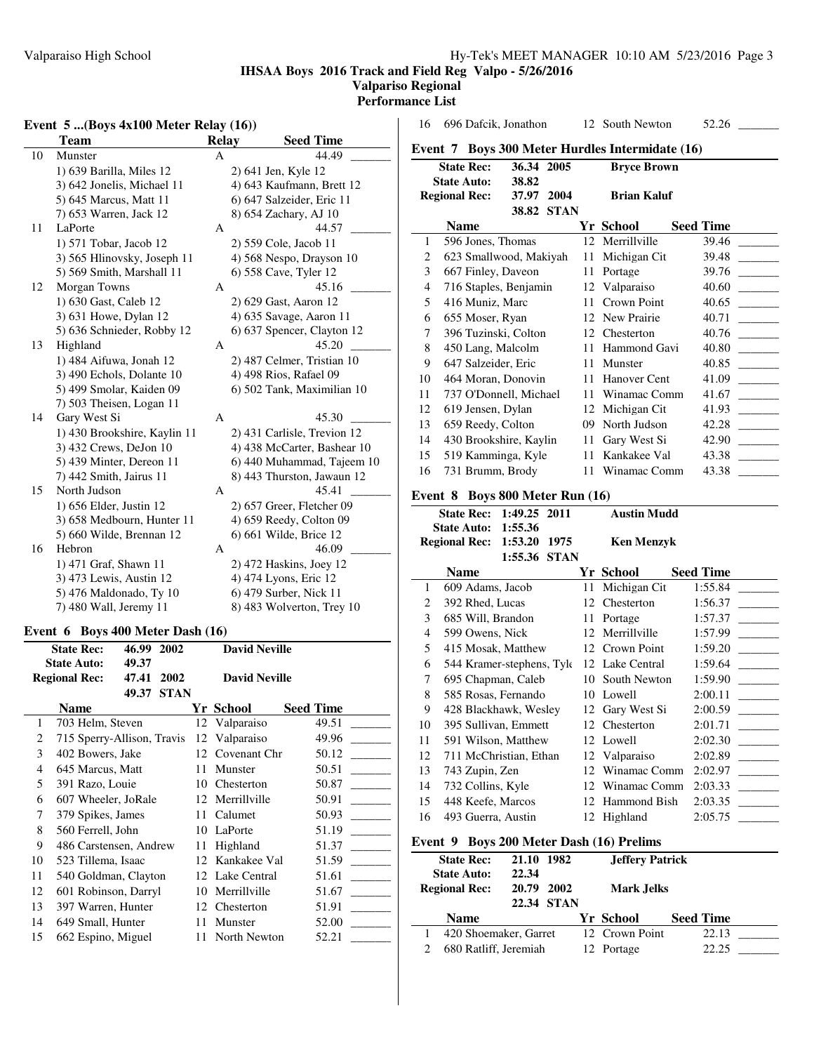**IHSAA Boys 2016 Track and Field Reg Valpo - 5/26/2016**
**Valparaiso Regional**
**Performance List**

## Event 5 ...(Boys 4x100 Meter Relay (16))

| | Team | Relay | Seed Time |
|---|---|---|---|
| 10 | Munster | A | 44.49 |
| | 1) 639 Barilla, Miles 12 | 2) 641 Jen, Kyle 12 | |
| | 3) 642 Jonelis, Michael 11 | 4) 643 Kaufmann, Brett 12 | |
| | 5) 645 Marcus, Matt 11 | 6) 647 Salzeider, Eric 11 | |
| | 7) 653 Warren, Jack 12 | 8) 654 Zachary, AJ 10 | |
| 11 | LaPorte | A | 44.57 |
| | 1) 571 Tobar, Jacob 12 | 2) 559 Cole, Jacob 11 | |
| | 3) 565 Hlinovsky, Joseph 11 | 4) 568 Nespo, Drayson 10 | |
| | 5) 569 Smith, Marshall 11 | 6) 558 Cave, Tyler 12 | |
| 12 | Morgan Towns | A | 45.16 |
| | 1) 630 Gast, Caleb 12 | 2) 629 Gast, Aaron 12 | |
| | 3) 631 Howe, Dylan 12 | 4) 635 Savage, Aaron 11 | |
| | 5) 636 Schnieder, Robby 12 | 6) 637 Spencer, Clayton 12 | |
| 13 | Highland | A | 45.20 |
| | 1) 484 Aifuwa, Jonah 12 | 2) 487 Celmer, Tristian 10 | |
| | 3) 490 Echols, Dolante 10 | 4) 498 Rios, Rafael 09 | |
| | 5) 499 Smolar, Kaiden 09 | 6) 502 Tank, Maximilian 10 | |
| | 7) 503 Theisen, Logan 11 | | |
| 14 | Gary West Si | A | 45.30 |
| | 1) 430 Brookshire, Kaylin 11 | 2) 431 Carlisle, Trevion 12 | |
| | 3) 432 Crews, DeJon 10 | 4) 438 McCarter, Bashear 10 | |
| | 5) 439 Minter, Dereon 11 | 6) 440 Muhammad, Tajeem 10 | |
| | 7) 442 Smith, Jairus 11 | 8) 443 Thurston, Jawaun 12 | |
| 15 | North Judson | A | 45.41 |
| | 1) 656 Elder, Justin 12 | 2) 657 Greer, Fletcher 09 | |
| | 3) 658 Medbourn, Hunter 11 | 4) 659 Reedy, Colton 09 | |
| | 5) 660 Wilde, Brennan 12 | 6) 661 Wilde, Brice 12 | |
| 16 | Hebron | A | 46.09 |
| | 1) 471 Graf, Shawn 11 | 2) 472 Haskins, Joey 12 | |
| | 3) 473 Lewis, Austin 12 | 4) 474 Lyons, Eric 12 | |
| | 5) 476 Maldonado, Ty 10 | 6) 479 Surber, Nick 11 | |
| | 7) 480 Wall, Jeremy 11 | 8) 483 Wolverton, Trey 10 | |

## Event 6 Boys 400 Meter Dash (16)

State Rec: 46.99 2002 David Neville
State Auto: 49.37
Regional Rec: 47.41 2002 David Neville
49.37 STAN

| | Name | Yr | School | Seed Time |
|---|---|---|---|---|
| 1 | 703 Helm, Steven | 12 | Valparaiso | 49.51 |
| 2 | 715 Sperry-Allison, Travis | 12 | Valparaiso | 49.96 |
| 3 | 402 Bowers, Jake | 12 | Covenant Chr | 50.12 |
| 4 | 645 Marcus, Matt | 11 | Munster | 50.51 |
| 5 | 391 Razo, Louie | 10 | Chesterton | 50.87 |
| 6 | 607 Wheeler, JoRale | 12 | Merrillville | 50.91 |
| 7 | 379 Spikes, James | 11 | Calumet | 50.93 |
| 8 | 560 Ferrell, John | 10 | LaPorte | 51.19 |
| 9 | 486 Carstensen, Andrew | 11 | Highland | 51.37 |
| 10 | 523 Tillema, Isaac | 12 | Kankakee Val | 51.59 |
| 11 | 540 Goldman, Clayton | 12 | Lake Central | 51.61 |
| 12 | 601 Robinson, Darryl | 10 | Merrillville | 51.67 |
| 13 | 397 Warren, Hunter | 12 | Chesterton | 51.91 |
| 14 | 649 Small, Hunter | 11 | Munster | 52.00 |
| 15 | 662 Espino, Miguel | 11 | North Newton | 52.21 |
| 16 | 696 Dafcik, Jonathon | 12 | South Newton | 52.26 |

## Event 7 Boys 300 Meter Hurdles Intermediate (16)

State Rec: 36.34 2005 Bryce Brown
State Auto: 38.82
Regional Rec: 37.97 2004 Brian Kaluf
38.82 STAN

| | Name | Yr | School | Seed Time |
|---|---|---|---|---|
| 1 | 596 Jones, Thomas | 12 | Merrillville | 39.46 |
| 2 | 623 Smallwood, Makiyah | 11 | Michigan Cit | 39.48 |
| 3 | 667 Finley, Daveon | 11 | Portage | 39.76 |
| 4 | 716 Staples, Benjamin | 12 | Valparaiso | 40.60 |
| 5 | 416 Muniz, Marc | 11 | Crown Point | 40.65 |
| 6 | 655 Moser, Ryan | 12 | New Prairie | 40.71 |
| 7 | 396 Tuzinski, Colton | 12 | Chesterton | 40.76 |
| 8 | 450 Lang, Malcolm | 11 | Hammond Gavi | 40.80 |
| 9 | 647 Salzeider, Eric | 11 | Munster | 40.85 |
| 10 | 464 Moran, Donovin | 11 | Hanover Cent | 41.09 |
| 11 | 737 O'Donnell, Michael | 11 | Winamac Comm | 41.67 |
| 12 | 619 Jensen, Dylan | 12 | Michigan Cit | 41.93 |
| 13 | 659 Reedy, Colton | 09 | North Judson | 42.28 |
| 14 | 430 Brookshire, Kaylin | 11 | Gary West Si | 42.90 |
| 15 | 519 Kamminga, Kyle | 11 | Kankakee Val | 43.38 |
| 16 | 731 Brumm, Brody | 11 | Winamac Comm | 43.38 |

## Event 8 Boys 800 Meter Run (16)

State Rec: 1:49.25 2011 Austin Mudd
State Auto: 1:55.36
Regional Rec: 1:53.20 1975 Ken Menzyk
1:55.36 STAN

| | Name | Yr | School | Seed Time |
|---|---|---|---|---|
| 1 | 609 Adams, Jacob | 11 | Michigan Cit | 1:55.84 |
| 2 | 392 Rhed, Lucas | 12 | Chesterton | 1:56.37 |
| 3 | 685 Will, Brandon | 11 | Portage | 1:57.37 |
| 4 | 599 Owens, Nick | 12 | Merrillville | 1:57.99 |
| 5 | 415 Mosak, Matthew | 12 | Crown Point | 1:59.20 |
| 6 | 544 Kramer-stephens, Tyle | 12 | Lake Central | 1:59.64 |
| 7 | 695 Chapman, Caleb | 10 | South Newton | 1:59.90 |
| 8 | 585 Rosas, Fernando | 10 | Lowell | 2:00.11 |
| 9 | 428 Blackhawk, Wesley | 12 | Gary West Si | 2:00.59 |
| 10 | 395 Sullivan, Emmett | 12 | Chesterton | 2:01.71 |
| 11 | 591 Wilson, Matthew | 12 | Lowell | 2:02.30 |
| 12 | 711 McChristian, Ethan | 12 | Valparaiso | 2:02.89 |
| 13 | 743 Zupin, Zen | 12 | Winamac Comm | 2:02.97 |
| 14 | 732 Collins, Kyle | 12 | Winamac Comm | 2:03.33 |
| 15 | 448 Keefe, Marcos | 12 | Hammond Bish | 2:03.35 |
| 16 | 493 Guerra, Austin | 12 | Highland | 2:05.75 |

## Event 9 Boys 200 Meter Dash (16) Prelims

State Rec: 21.10 1982 Jeffery Patrick
State Auto: 22.34
Regional Rec: 20.79 2002 Mark Jelks
22.34 STAN

| | Name | Yr | School | Seed Time |
|---|---|---|---|---|
| 1 | 420 Shoemaker, Garret | 12 | Crown Point | 22.13 |
| 2 | 680 Ratliff, Jeremiah | 12 | Portage | 22.25 |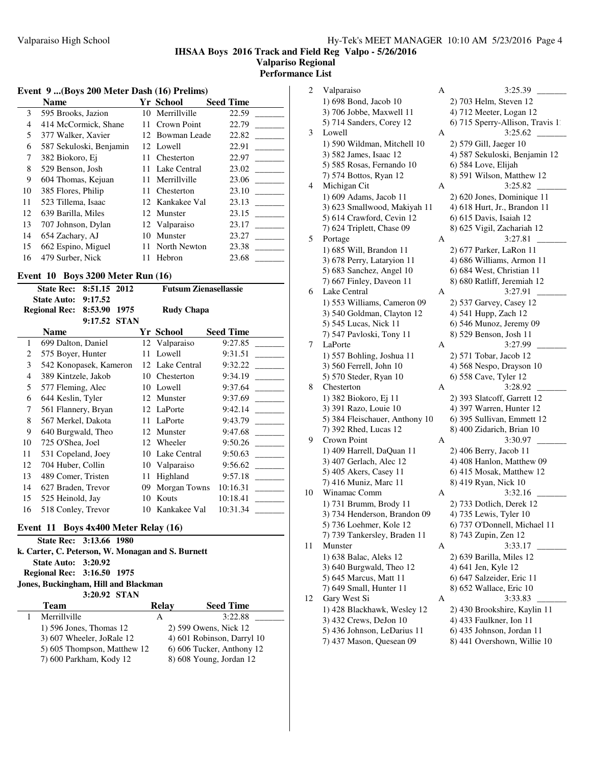**IHSAA Boys 2016 Track and Field Reg Valpo - 5/26/2016**
**Valparaiso Regional**
**Performance List**

### Event 9 ...(Boys 200 Meter Dash (16) Prelims)

| | Name | Yr | School | Seed Time |
|---|---|---|---|---|
| 3 | 595 Brooks, Jazion | 10 | Merrillville | 22.59 |
| 4 | 414 McCormick, Shane | 11 | Crown Point | 22.79 |
| 5 | 377 Walker, Xavier | 12 | Bowman Leade | 22.82 |
| 6 | 587 Sekuloski, Benjamin | 12 | Lowell | 22.91 |
| 7 | 382 Biokoro, Ej | 11 | Chesterton | 22.97 |
| 8 | 529 Benson, Josh | 11 | Lake Central | 23.02 |
| 9 | 604 Thomas, Kejuan | 11 | Merrillville | 23.06 |
| 10 | 385 Flores, Philip | 11 | Chesterton | 23.10 |
| 11 | 523 Tillema, Isaac | 12 | Kankakee Val | 23.13 |
| 12 | 639 Barilla, Miles | 12 | Munster | 23.15 |
| 13 | 707 Johnson, Dylan | 12 | Valparaiso | 23.17 |
| 14 | 654 Zachary, AJ | 10 | Munster | 23.27 |
| 15 | 662 Espino, Miguel | 11 | North Newton | 23.38 |
| 16 | 479 Surber, Nick | 11 | Hebron | 23.68 |

### Event 10 Boys 3200 Meter Run (16)

State Rec: 8:51.15 2012 Futsum Zienasellassie
State Auto: 9:17.52
Regional Rec: 8:53.90 1975 Rudy Chapa
9:17.52 STAN

| | Name | Yr | School | Seed Time |
|---|---|---|---|---|
| 1 | 699 Dalton, Daniel | 12 | Valparaiso | 9:27.85 |
| 2 | 575 Boyer, Hunter | 11 | Lowell | 9:31.51 |
| 3 | 542 Konopasek, Kameron | 12 | Lake Central | 9:32.22 |
| 4 | 389 Kintzele, Jakob | 10 | Chesterton | 9:34.19 |
| 5 | 577 Fleming, Alec | 10 | Lowell | 9:37.64 |
| 6 | 644 Keslin, Tyler | 12 | Munster | 9:37.69 |
| 7 | 561 Flannery, Bryan | 12 | LaPorte | 9:42.14 |
| 8 | 567 Merkel, Dakota | 11 | LaPorte | 9:43.79 |
| 9 | 640 Burgwald, Theo | 12 | Munster | 9:47.68 |
| 10 | 725 O'Shea, Joel | 12 | Wheeler | 9:50.26 |
| 11 | 531 Copeland, Joey | 10 | Lake Central | 9:50.63 |
| 12 | 704 Huber, Collin | 10 | Valparaiso | 9:56.62 |
| 13 | 489 Comer, Tristen | 11 | Highland | 9:57.18 |
| 14 | 627 Braden, Trevor | 09 | Morgan Towns | 10:16.31 |
| 15 | 525 Heinold, Jay | 10 | Kouts | 10:18.41 |
| 16 | 518 Conley, Trevor | 10 | Kankakee Val | 10:31.34 |

### Event 11 Boys 4x400 Meter Relay (16)

State Rec: 3:13.66 1980
k. Carter, C. Peterson, W. Monagan and S. Burnett
State Auto: 3:20.92
Regional Rec: 3:16.50 1975
Jones, Buckingham, Hill and Blackman
3:20.92 STAN

| | Team | Relay | Seed Time |
|---|---|---|---|
| 1 | Merrillville | A | 3:22.88 |
| | 1) 596 Jones, Thomas 12; 2) 599 Owens, Nick 12; 3) 607 Wheeler, JoRale 12; 4) 601 Robinson, Darryl 10; 5) 605 Thompson, Matthew 12; 6) 606 Tucker, Anthony 12; 7) 600 Parkham, Kody 12; 8) 608 Young, Jordan 12 | | |
| 2 | Valparaiso | A | 3:25.39 |
| | 1) 698 Bond, Jacob 10; 2) 703 Helm, Steven 12; 3) 706 Jobbe, Maxwell 11; 4) 712 Meeter, Logan 12; 5) 714 Sanders, Corey 12; 6) 715 Sperry-Allison, Travis 1 | | |
| 3 | Lowell | A | 3:25.62 |
| | 1) 590 Wildman, Mitchell 10; 2) 579 Gill, Jaeger 10; 3) 582 James, Isaac 12; 4) 587 Sekuloski, Benjamin 12; 5) 585 Rosas, Fernando 10; 6) 584 Love, Elijah; 7) 574 Bottos, Ryan 12; 8) 591 Wilson, Matthew 12 | | |
| 4 | Michigan Cit | A | 3:25.82 |
| | 1) 609 Adams, Jacob 11; 2) 620 Jones, Dominique 11; 3) 623 Smallwood, Makiyah 11; 4) 618 Hurt, Jr., Brandon 11; 5) 614 Crawford, Cevin 12; 6) 615 Davis, Isaiah 12; 7) 624 Triplett, Chase 09; 8) 625 Vigil, Zachariah 12 | | |
| 5 | Portage | A | 3:27.81 |
| | 1) 685 Will, Brandon 11; 2) 677 Parker, LaRon 11; 3) 678 Perry, Lataryion 11; 4) 686 Williams, Armon 11; 5) 683 Sanchez, Angel 10; 6) 684 West, Christian 11; 7) 667 Finley, Daveon 11; 8) 680 Ratliff, Jeremiah 12 | | |
| 6 | Lake Central | A | 3:27.91 |
| | 1) 553 Williams, Cameron 09; 2) 537 Garvey, Casey 12; 3) 540 Goldman, Clayton 12; 4) 541 Hupp, Zach 12; 5) 545 Lucas, Nick 11; 6) 546 Munoz, Jeremy 09; 7) 547 Pavloski, Tony 11; 8) 529 Benson, Josh 11 | | |
| 7 | LaPorte | A | 3:27.99 |
| | 1) 557 Bohling, Joshua 11; 2) 571 Tobar, Jacob 12; 3) 560 Ferrell, John 10; 4) 568 Nespo, Drayson 10; 5) 570 Steder, Ryan 10; 6) 558 Cave, Tyler 12 | | |
| 8 | Chesterton | A | 3:28.92 |
| | 1) 382 Biokoro, Ej 11; 2) 393 Slatcoff, Garrett 12; 3) 391 Razo, Louie 10; 4) 397 Warren, Hunter 12; 5) 384 Fleischauer, Anthony 10; 6) 395 Sullivan, Emmett 12; 7) 392 Rhed, Lucas 12; 8) 400 Zidarich, Brian 10 | | |
| 9 | Crown Point | A | 3:30.97 |
| | 1) 409 Harrell, DaQuan 11; 2) 406 Berry, Jacob 11; 3) 407 Gerlach, Alec 12; 4) 408 Hanlon, Matthew 09; 5) 405 Akers, Casey 11; 6) 415 Mosak, Matthew 12; 7) 416 Muniz, Marc 11; 8) 419 Ryan, Nick 10 | | |
| 10 | Winamac Comm | A | 3:32.16 |
| | 1) 731 Brumm, Brody 11; 2) 733 Dotlich, Derek 12; 3) 734 Henderson, Brandon 09; 4) 735 Lewis, Tyler 10; 5) 736 Loehmer, Kole 12; 6) 737 O'Donnell, Michael 11; 7) 739 Tankersley, Braden 11; 8) 743 Zupin, Zen 12 | | |
| 11 | Munster | A | 3:33.17 |
| | 1) 638 Balac, Aleks 12; 2) 639 Barilla, Miles 12; 3) 640 Burgwald, Theo 12; 4) 641 Jen, Kyle 12; 5) 645 Marcus, Matt 11; 6) 647 Salzeider, Eric 11; 7) 649 Small, Hunter 11; 8) 652 Wallace, Eric 10 | | |
| 12 | Gary West Si | A | 3:33.83 |
| | 1) 428 Blackhawk, Wesley 12; 2) 430 Brookshire, Kaylin 11; 3) 432 Crews, DeJon 10; 4) 433 Faulkner, Ion 11; 5) 436 Johnson, LeDarius 11; 6) 435 Johnson, Jordan 11; 7) 437 Mason, Quesean 09; 8) 441 Overshown, Willie 10 | | |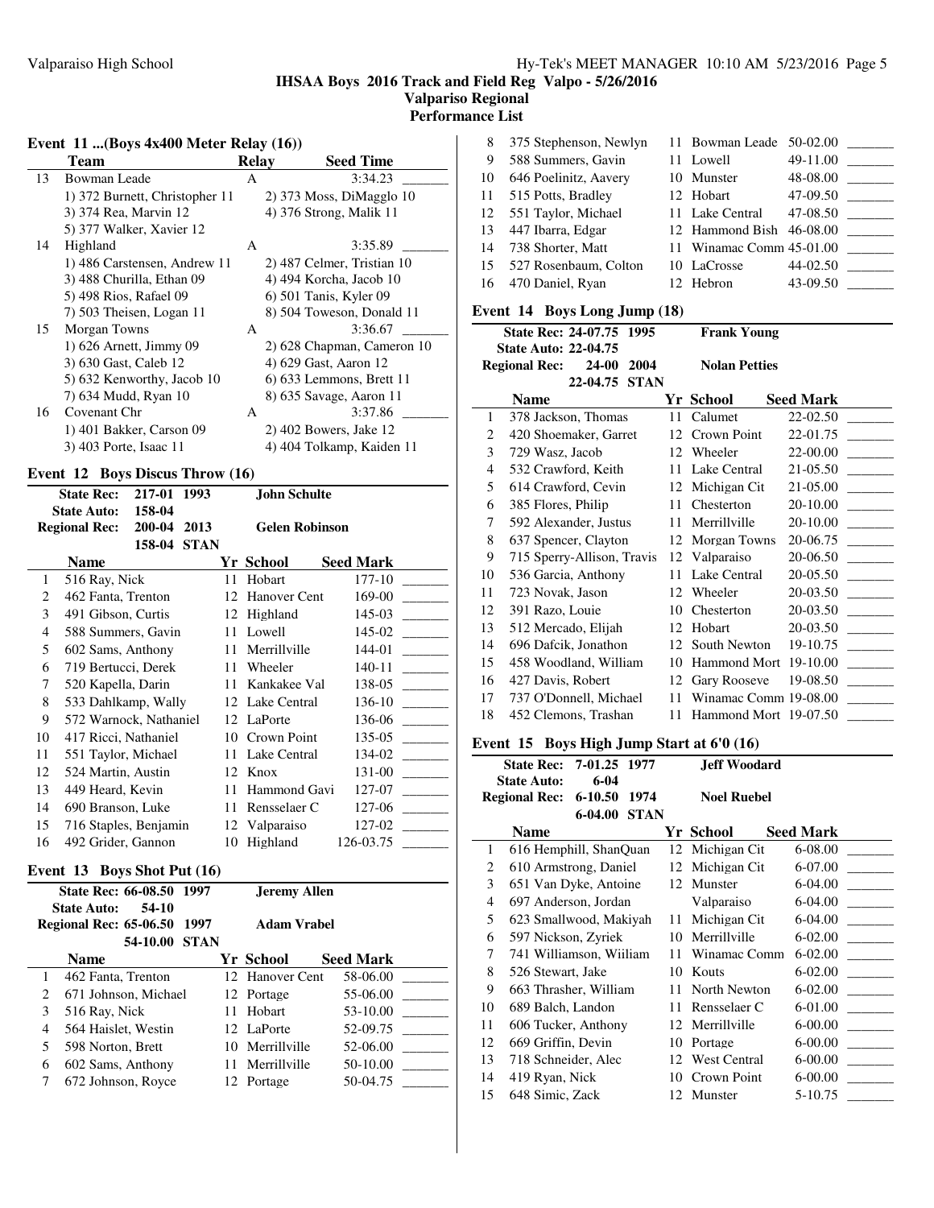## IHSAA Boys 2016 Track and Field Reg Valpo - 5/26/2016

### Valpariso Regional

### Performance List

### Event 11 ...(Boys 4x400 Meter Relay (16))

| | Team | Relay | Seed Time |
|---|---|---|---|
| 13 | Bowman Leade | A | 3:34.23 |
| | 1) 372 Burnett, Christopher 11 | 2) 373 Moss, DiMagglo 10 | |
| | 3) 374 Rea, Marvin 12 | 4) 376 Strong, Malik 11 | |
| | 5) 377 Walker, Xavier 12 | | |
| 14 | Highland | A | 3:35.89 |
| | 1) 486 Carstensen, Andrew 11 | 2) 487 Celmer, Tristian 10 | |
| | 3) 488 Churilla, Ethan 09 | 4) 494 Korcha, Jacob 10 | |
| | 5) 498 Rios, Rafael 09 | 6) 501 Tanis, Kyler 09 | |
| | 7) 503 Theisen, Logan 11 | 8) 504 Toweson, Donald 11 | |
| 15 | Morgan Towns | A | 3:36.67 |
| | 1) 626 Arnett, Jimmy 09 | 2) 628 Chapman, Cameron 10 | |
| | 3) 630 Gast, Caleb 12 | 4) 629 Gast, Aaron 12 | |
| | 5) 632 Kenworthy, Jacob 10 | 6) 633 Lemmons, Brett 11 | |
| | 7) 634 Mudd, Ryan 10 | 8) 635 Savage, Aaron 11 | |
| 16 | Covenant Chr | A | 3:37.86 |
| | 1) 401 Bakker, Carson 09 | 2) 402 Bowers, Jake 12 | |
| | 3) 403 Porte, Isaac 11 | 4) 404 Tolkamp, Kaiden 11 | |

### Event 12 Boys Discus Throw (16)

State Rec: 217-01 1993 John Schulte
State Auto: 158-04
Regional Rec: 200-04 2013 Gelen Robinson
158-04 STAN

| | Name | Yr | School | Seed Mark |
|---|---|---|---|---|
| 1 | 516 Ray, Nick | 11 | Hobart | 177-10 |
| 2 | 462 Fanta, Trenton | 12 | Hanover Cent | 169-00 |
| 3 | 491 Gibson, Curtis | 12 | Highland | 145-03 |
| 4 | 588 Summers, Gavin | 11 | Lowell | 145-02 |
| 5 | 602 Sams, Anthony | 11 | Merrillville | 144-01 |
| 6 | 719 Bertucci, Derek | 11 | Wheeler | 140-11 |
| 7 | 520 Kapella, Darin | 11 | Kankakee Val | 138-05 |
| 8 | 533 Dahlkamp, Wally | 12 | Lake Central | 136-10 |
| 9 | 572 Warnock, Nathaniel | 12 | LaPorte | 136-06 |
| 10 | 417 Ricci, Nathaniel | 10 | Crown Point | 135-05 |
| 11 | 551 Taylor, Michael | 11 | Lake Central | 134-02 |
| 12 | 524 Martin, Austin | 12 | Knox | 131-00 |
| 13 | 449 Heard, Kevin | 11 | Hammond Gavi | 127-07 |
| 14 | 690 Branson, Luke | 11 | Rensselaer C | 127-06 |
| 15 | 716 Staples, Benjamin | 12 | Valparaiso | 127-02 |
| 16 | 492 Grider, Gannon | 10 | Highland | 126-03.75 |

### Event 13 Boys Shot Put (16)

State Rec: 66-08.50 1997 Jeremy Allen
State Auto: 54-10
Regional Rec: 65-06.50 1997 Adam Vrabel
54-10.00 STAN

| | Name | Yr | School | Seed Mark |
|---|---|---|---|---|
| 1 | 462 Fanta, Trenton | 12 | Hanover Cent | 58-06.00 |
| 2 | 671 Johnson, Michael | 12 | Portage | 55-06.00 |
| 3 | 516 Ray, Nick | 11 | Hobart | 53-10.00 |
| 4 | 564 Haislet, Westin | 12 | LaPorte | 52-09.75 |
| 5 | 598 Norton, Brett | 10 | Merrillville | 52-06.00 |
| 6 | 602 Sams, Anthony | 11 | Merrillville | 50-10.00 |
| 7 | 672 Johnson, Royce | 12 | Portage | 50-04.75 |
| 8 | 375 Stephenson, Newlyn | 11 | Bowman Leade | 50-02.00 |
| 9 | 588 Summers, Gavin | 11 | Lowell | 49-11.00 |
| 10 | 646 Poelinitz, Aavery | 10 | Munster | 48-08.00 |
| 11 | 515 Potts, Bradley | 12 | Hobart | 47-09.50 |
| 12 | 551 Taylor, Michael | 11 | Lake Central | 47-08.50 |
| 13 | 447 Ibarra, Edgar | 12 | Hammond Bish | 46-08.00 |
| 14 | 738 Shorter, Matt | 11 | Winamac Comm | 45-01.00 |
| 15 | 527 Rosenbaum, Colton | 10 | LaCrosse | 44-02.50 |
| 16 | 470 Daniel, Ryan | 12 | Hebron | 43-09.50 |

### Event 14 Boys Long Jump (18)

State Rec: 24-07.75 1995 Frank Young
State Auto: 22-04.75
Regional Rec: 24-00 2004 Nolan Petties
22-04.75 STAN

| | Name | Yr | School | Seed Mark |
|---|---|---|---|---|
| 1 | 378 Jackson, Thomas | 11 | Calumet | 22-02.50 |
| 2 | 420 Shoemaker, Garret | 12 | Crown Point | 22-01.75 |
| 3 | 729 Wasz, Jacob | 12 | Wheeler | 22-00.00 |
| 4 | 532 Crawford, Keith | 11 | Lake Central | 21-05.50 |
| 5 | 614 Crawford, Cevin | 12 | Michigan Cit | 21-05.00 |
| 6 | 385 Flores, Philip | 11 | Chesterton | 20-10.00 |
| 7 | 592 Alexander, Justus | 11 | Merrillville | 20-10.00 |
| 8 | 637 Spencer, Clayton | 12 | Morgan Towns | 20-06.75 |
| 9 | 715 Sperry-Allison, Travis | 12 | Valparaiso | 20-06.50 |
| 10 | 536 Garcia, Anthony | 11 | Lake Central | 20-05.50 |
| 11 | 723 Novak, Jason | 12 | Wheeler | 20-03.50 |
| 12 | 391 Razo, Louie | 10 | Chesterton | 20-03.50 |
| 13 | 512 Mercado, Elijah | 12 | Hobart | 20-03.50 |
| 14 | 696 Dafcik, Jonathon | 12 | South Newton | 19-10.75 |
| 15 | 458 Woodland, William | 10 | Hammond Mort | 19-10.00 |
| 16 | 427 Davis, Robert | 12 | Gary Rooseve | 19-08.50 |
| 17 | 737 O'Donnell, Michael | 11 | Winamac Comm | 19-08.00 |
| 18 | 452 Clemons, Trashan | 11 | Hammond Mort | 19-07.50 |

### Event 15 Boys High Jump Start at 6'0 (16)

State Rec: 7-01.25 1977 Jeff Woodard
State Auto: 6-04
Regional Rec: 6-10.50 1974 Noel Ruebel
6-04.00 STAN

| | Name | Yr | School | Seed Mark |
|---|---|---|---|---|
| 1 | 616 Hemphill, ShanQuan | 12 | Michigan Cit | 6-08.00 |
| 2 | 610 Armstrong, Daniel | 12 | Michigan Cit | 6-07.00 |
| 3 | 651 Van Dyke, Antoine | 12 | Munster | 6-04.00 |
| 4 | 697 Anderson, Jordan | | Valparaiso | 6-04.00 |
| 5 | 623 Smallwood, Makiyah | 11 | Michigan Cit | 6-04.00 |
| 6 | 597 Nickson, Zyriek | 10 | Merrillville | 6-02.00 |
| 7 | 741 Williamson, Wiiliam | 11 | Winamac Comm | 6-02.00 |
| 8 | 526 Stewart, Jake | 10 | Kouts | 6-02.00 |
| 9 | 663 Thrasher, William | 11 | North Newton | 6-02.00 |
| 10 | 689 Balch, Landon | 11 | Rensselaer C | 6-01.00 |
| 11 | 606 Tucker, Anthony | 12 | Merrillville | 6-00.00 |
| 12 | 669 Griffin, Devin | 10 | Portage | 6-00.00 |
| 13 | 718 Schneider, Alec | 12 | West Central | 6-00.00 |
| 14 | 419 Ryan, Nick | 10 | Crown Point | 6-00.00 |
| 15 | 648 Simic, Zack | 12 | Munster | 5-10.75 |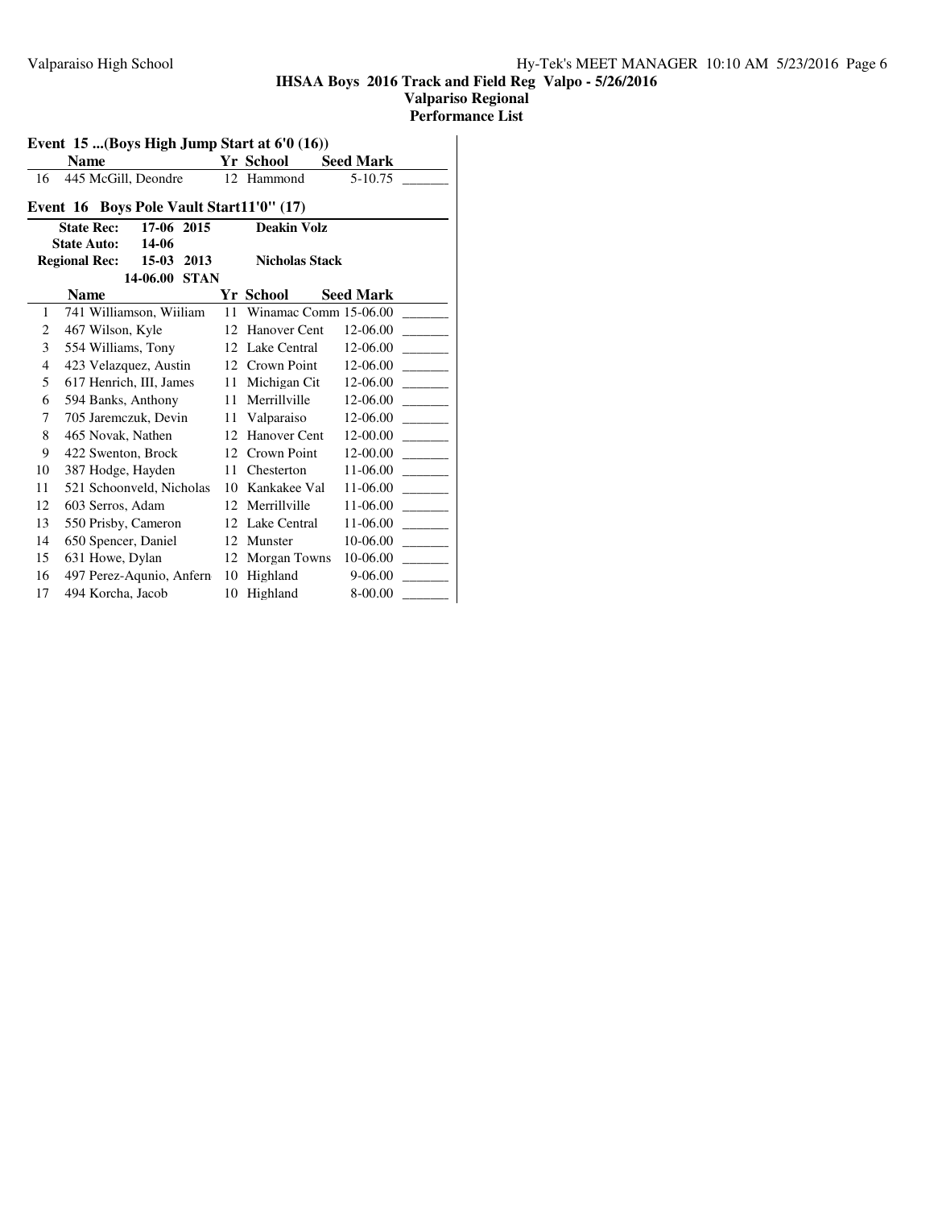**IHSAA Boys 2016 Track and Field Reg Valpo - 5/26/2016**

**Valpariso Regional**

**Performance List**

### Event 15 ...(Boys High Jump Start at 6'0 (16))

| | Name | Yr | School | Seed Mark | |
|---|---|---|---|---|---|
| 16 | 445 McGill, Deondre | 12 | Hammond | 5-10.75 | _______ |

### Event 16 Boys Pole Vault Start11'0" (17)

| | | | |
|---|---|---|---|
| State Rec: | 17-06 | 2015 | Deakin Volz |
| State Auto: | 14-06 | | |
| Regional Rec: | 15-03 | 2013 | Nicholas Stack |
| | 14-06.00 | STAN | |

| | Name | Yr | School | Seed Mark | |
|---|---|---|---|---|---|
| 1 | 741 Williamson, Wiiliam | 11 | Winamac Comm | 15-06.00 | _______ |
| 2 | 467 Wilson, Kyle | 12 | Hanover Cent | 12-06.00 | _______ |
| 3 | 554 Williams, Tony | 12 | Lake Central | 12-06.00 | _______ |
| 4 | 423 Velazquez, Austin | 12 | Crown Point | 12-06.00 | _______ |
| 5 | 617 Henrich, III, James | 11 | Michigan Cit | 12-06.00 | _______ |
| 6 | 594 Banks, Anthony | 11 | Merrillville | 12-06.00 | _______ |
| 7 | 705 Jaremczuk, Devin | 11 | Valparaiso | 12-06.00 | _______ |
| 8 | 465 Novak, Nathen | 12 | Hanover Cent | 12-00.00 | _______ |
| 9 | 422 Swenton, Brock | 12 | Crown Point | 12-00.00 | _______ |
| 10 | 387 Hodge, Hayden | 11 | Chesterton | 11-06.00 | _______ |
| 11 | 521 Schoonveld, Nicholas | 10 | Kankakee Val | 11-06.00 | _______ |
| 12 | 603 Serros, Adam | 12 | Merrillville | 11-06.00 | _______ |
| 13 | 550 Prisby, Cameron | 12 | Lake Central | 11-06.00 | _______ |
| 14 | 650 Spencer, Daniel | 12 | Munster | 10-06.00 | _______ |
| 15 | 631 Howe, Dylan | 12 | Morgan Towns | 10-06.00 | _______ |
| 16 | 497 Perez-Aqunio, Antern | 10 | Highland | 9-06.00 | _______ |
| 17 | 494 Korcha, Jacob | 10 | Highland | 8-00.00 | _______ |